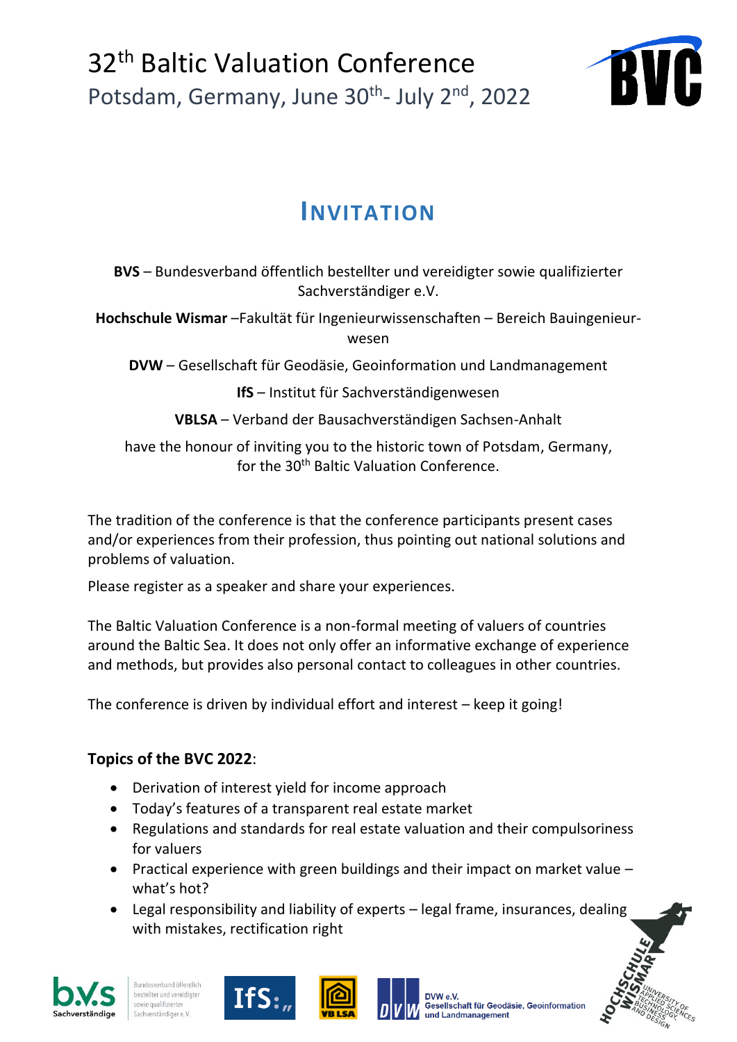# 32th Baltic Valuation Conference

Potsdam, Germany, June 30th- July 2nd, 2022

## INVITATION

**BVS** – Bundesverband öffentlich bestellter und vereidigter sowie qualifizierter Sachverständiger e.V.

**Hochschule Wismar** –Fakultät für Ingenieurwissenschaften – Bereich Bauingenieurwesen

**DVW** – Gesellschaft für Geodäsie, Geoinformation und Landmanagement

**IfS** – Institut für Sachverständigenwesen

**VBLSA** – Verband der Bausachverständigen Sachsen-Anhalt

have the honour of inviting you to the historic town of Potsdam, Germany, for the 30th Baltic Valuation Conference.

The tradition of the conference is that the conference participants present cases and/or experiences from their profession, thus pointing out national solutions and problems of valuation.

Please register as a speaker and share your experiences.

The Baltic Valuation Conference is a non-formal meeting of valuers of countries around the Baltic Sea. It does not only offer an informative exchange of experience and methods, but provides also personal contact to colleagues in other countries.

The conference is driven by individual effort and interest – keep it going!

**Topics of the BVC 2022**:

- Derivation of interest yield for income approach
- Today's features of a transparent real estate market
- Regulations and standards for real estate valuation and their compulsoriness for valuers
- Practical experience with green buildings and their impact on market value – what's hot?
- Legal responsibility and liability of experts – legal frame, insurances, dealing with mistakes, rectification right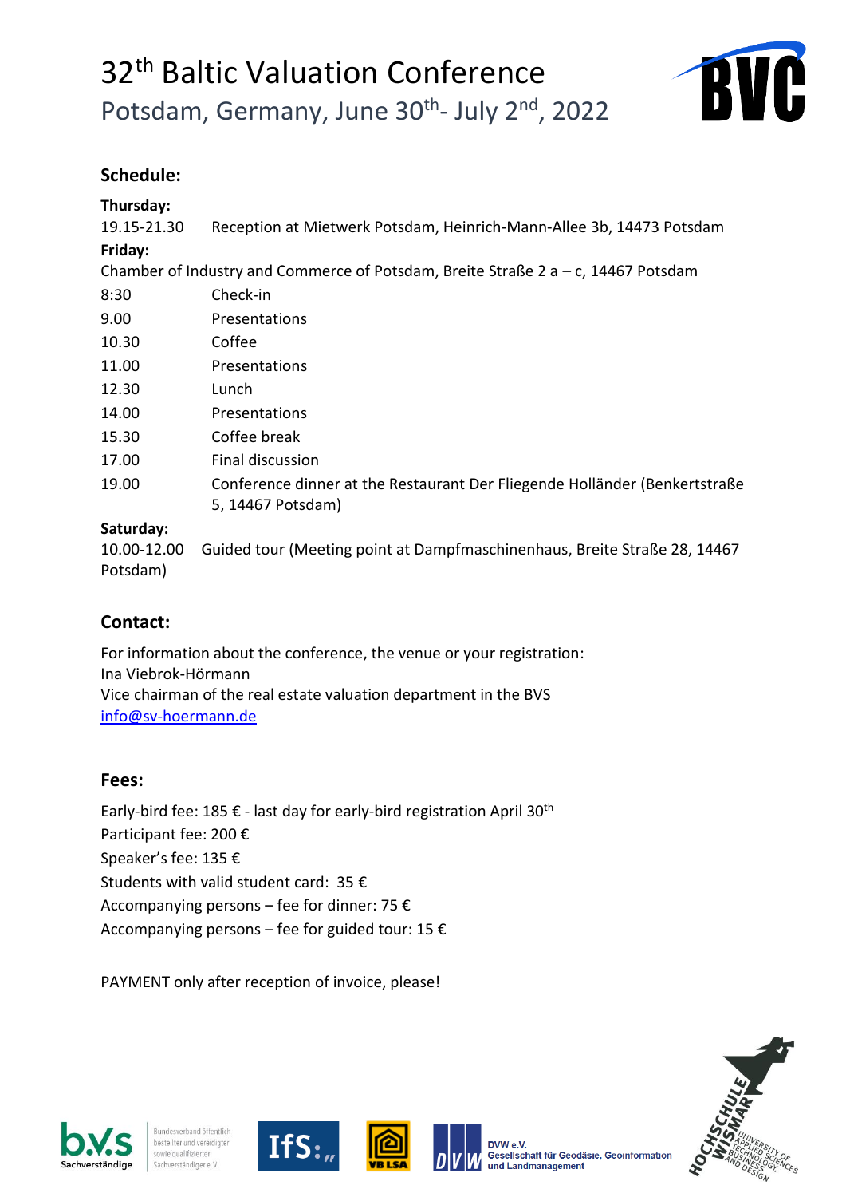# 32th Baltic Valuation Conference

## Potsdam, Germany, June 30th- July 2nd, 2022

### Schedule:

**Thursday:**

| | |
|---|---|
| 19.15-21.30 | Reception at Mietwerk Potsdam, Heinrich-Mann-Allee 3b, 14473 Potsdam |

**Friday:**

Chamber of Industry and Commerce of Potsdam, Breite Straße 2 a – c, 14467 Potsdam

| | |
|---|---|
| 8:30 | Check-in |
| 9.00 | Presentations |
| 10.30 | Coffee |
| 11.00 | Presentations |
| 12.30 | Lunch |
| 14.00 | Presentations |
| 15.30 | Coffee break |
| 17.00 | Final discussion |
| 19.00 | Conference dinner at the Restaurant Der Fliegende Holländer (Benkertstraße 5, 14467 Potsdam) |

**Saturday:**

10.00-12.00 Guided tour (Meeting point at Dampfmaschinenhaus, Breite Straße 28, 14467 Potsdam)

### Contact:

For information about the conference, the venue or your registration:
Ina Viebrok-Hörmann
Vice chairman of the real estate valuation department in the BVS
info@sv-hoermann.de

### Fees:

Early-bird fee: 185 € - last day for early-bird registration April 30th
Participant fee: 200 €
Speaker's fee: 135 €
Students with valid student card: 35 €
Accompanying persons – fee for dinner: 75 €
Accompanying persons – fee for guided tour: 15 €

PAYMENT only after reception of invoice, please!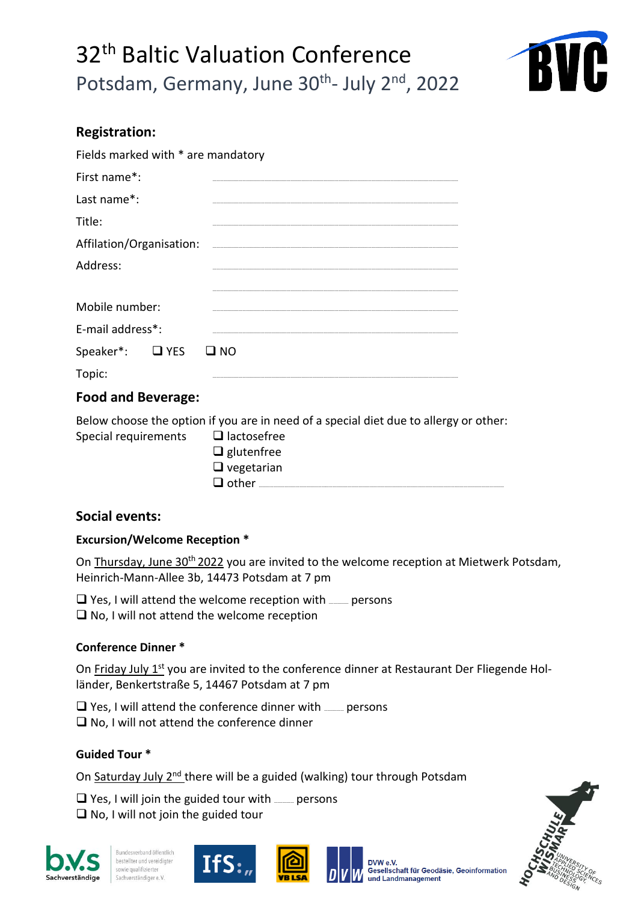# 32[th] Baltic Valuation Conference

Potsdam, Germany, June 30[th]- July 2[nd], 2022

## Registration:

Fields marked with * are mandatory

First name*: ..............................................

Last name*: ..............................................

Title: ..............................................

Affilation/Organisation: ..............................................

Address: ..............................................

..............................................

Mobile number: ..............................................

E-mail address*: ..............................................

Speaker*: ❑ YES ❑ NO

Topic: ..............................................

## Food and Beverage:

Below choose the option if you are in need of a special diet due to allergy or other:

Special requirements
- ❑ lactosefree
- ❑ glutenfree
- ❑ vegetarian
- ❑ other ..............................................

## Social events:

### Excursion/Welcome Reception *

On Thursday, June 30[th] 2022 you are invited to the welcome reception at Mietwerk Potsdam, Heinrich-Mann-Allee 3b, 14473 Potsdam at 7 pm

❑ Yes, I will attend the welcome reception with ....... persons
❑ No, I will not attend the welcome reception

### Conference Dinner *

On Friday July 1[st] you are invited to the conference dinner at Restaurant Der Fliegende Holländer, Benkertstraße 5, 14467 Potsdam at 7 pm

❑ Yes, I will attend the conference dinner with ....... persons
❑ No, I will not attend the conference dinner

### Guided Tour *

On Saturday July 2[nd] there will be a guided (walking) tour through Potsdam

❑ Yes, I will join the guided tour with ....... persons
❑ No, I will not join the guided tour

Bundesverband öffentlich bestellter und vereidigter sowie qualifizierter Sachverständiger e. V.

DVW e.V. Gesellschaft für Geodäsie, Geoinformation und Landmanagement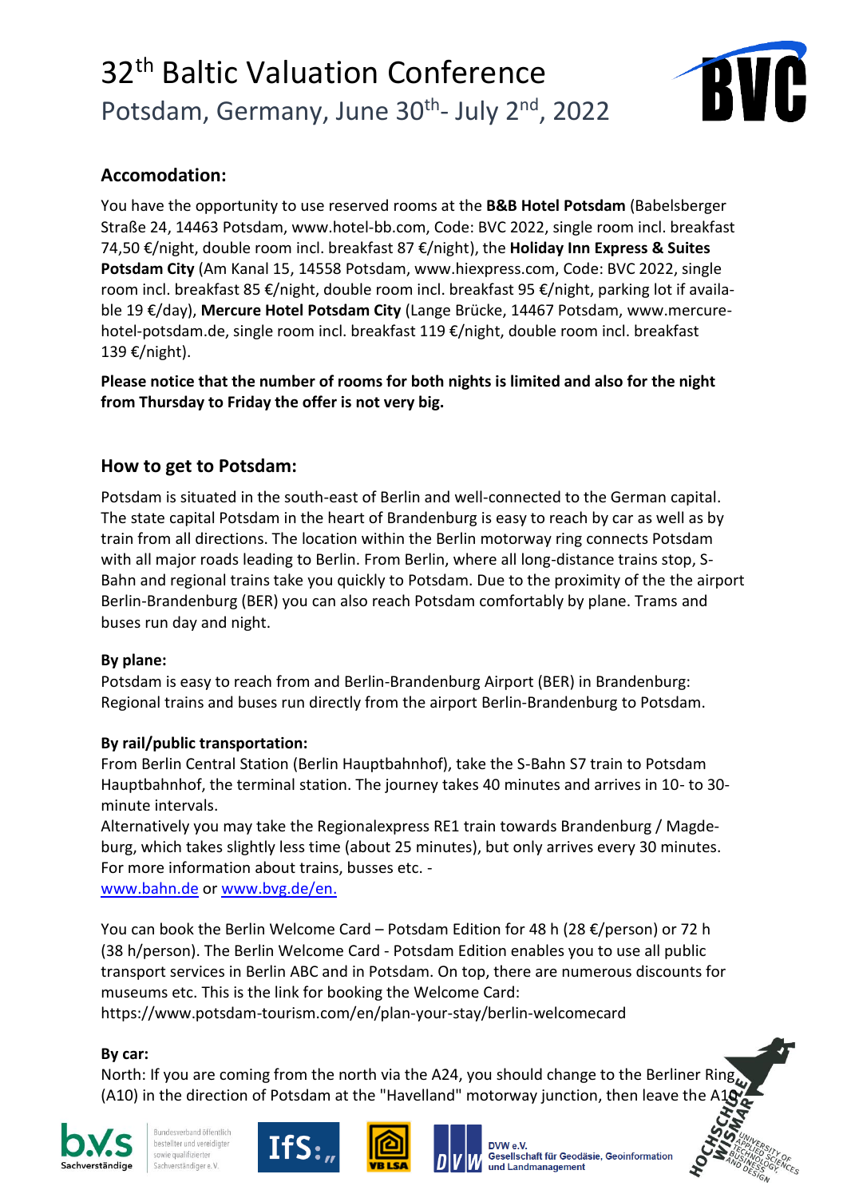Accomodation:

You have the opportunity to use reserved rooms at the **B&B Hotel Potsdam** (Babelsberger Straße 24, 14463 Potsdam, www.hotel-bb.com, Code: BVC 2022, single room incl. breakfast 74,50 €/night, double room incl. breakfast 87 €/night), the **Holiday Inn Express & Suites Potsdam City** (Am Kanal 15, 14558 Potsdam, www.hiexpress.com, Code: BVC 2022, single room incl. breakfast 85 €/night, double room incl. breakfast 95 €/night, parking lot if available 19 €/day), **Mercure Hotel Potsdam City** (Lange Brücke, 14467 Potsdam, www.mercure-hotel-potsdam.de, single room incl. breakfast 119 €/night, double room incl. breakfast 139 €/night).

**Please notice that the number of rooms for both nights is limited and also for the night from Thursday to Friday the offer is not very big.**

## How to get to Potsdam:

Potsdam is situated in the south-east of Berlin and well-connected to the German capital. The state capital Potsdam in the heart of Brandenburg is easy to reach by car as well as by train from all directions. The location within the Berlin motorway ring connects Potsdam with all major roads leading to Berlin. From Berlin, where all long-distance trains stop, S-Bahn and regional trains take you quickly to Potsdam. Due to the proximity of the the airport Berlin-Brandenburg (BER) you can also reach Potsdam comfortably by plane. Trams and buses run day and night.

**By plane:**
Potsdam is easy to reach from and Berlin-Brandenburg Airport (BER) in Brandenburg: Regional trains and buses run directly from the airport Berlin-Brandenburg to Potsdam.

**By rail/public transportation:**
From Berlin Central Station (Berlin Hauptbahnhof), take the S-Bahn S7 train to Potsdam Hauptbahnhof, the terminal station. The journey takes 40 minutes and arrives in 10- to 30-minute intervals.
Alternatively you may take the Regionalexpress RE1 train towards Brandenburg / Magdeburg, which takes slightly less time (about 25 minutes), but only arrives every 30 minutes. For more information about trains, busses etc. -
[www.bahn.de](www.bahn.de) or [www.bvg.de/en.](www.bvg.de/en.)

You can book the Berlin Welcome Card – Potsdam Edition for 48 h (28 €/person) or 72 h (38 h/person). The Berlin Welcome Card - Potsdam Edition enables you to use all public transport services in Berlin ABC and in Potsdam. On top, there are numerous discounts for museums etc. This is the link for booking the Welcome Card:
https://www.potsdam-tourism.com/en/plan-your-stay/berlin-welcomecard

**By car:**
North: If you are coming from the north via the A24, you should change to the Berliner Ring (A10) in the direction of Potsdam at the "Havelland" motorway junction, then leave the A10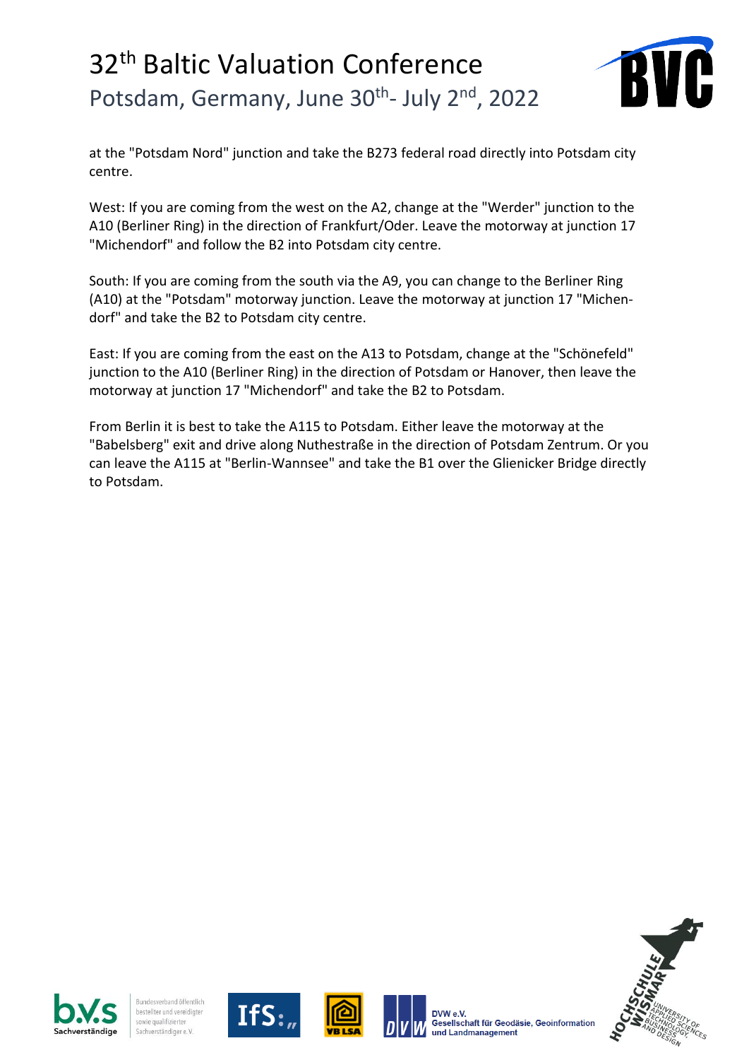at the "Potsdam Nord" junction and take the B273 federal road directly into Potsdam city centre.

West: If you are coming from the west on the A2, change at the "Werder" junction to the A10 (Berliner Ring) in the direction of Frankfurt/Oder. Leave the motorway at junction 17 "Michendorf" and follow the B2 into Potsdam city centre.

South: If you are coming from the south via the A9, you can change to the Berliner Ring (A10) at the "Potsdam" motorway junction. Leave the motorway at junction 17 "Michendorf" and take the B2 to Potsdam city centre.

East: If you are coming from the east on the A13 to Potsdam, change at the "Schönefeld" junction to the A10 (Berliner Ring) in the direction of Potsdam or Hanover, then leave the motorway at junction 17 "Michendorf" and take the B2 to Potsdam.

From Berlin it is best to take the A115 to Potsdam. Either leave the motorway at the "Babelsberg" exit and drive along Nuthestraße in the direction of Potsdam Zentrum. Or you can leave the A115 at "Berlin-Wannsee" and take the B1 over the Glienicker Bridge directly to Potsdam.